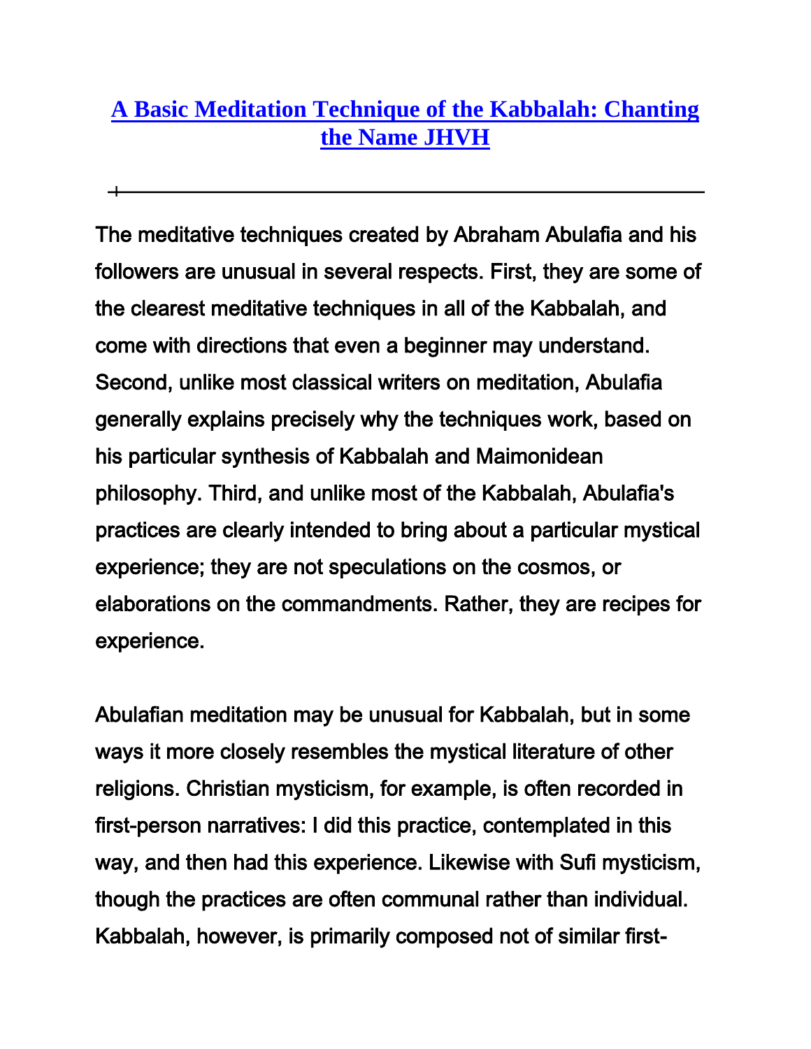# A Basic Meditation Technique of the Kabbalah: Chanting the Name JHVH

---

The meditative techniques created by Abraham Abulafia and his followers are unusual in several respects. First, they are some of the clearest meditative techniques in all of the Kabbalah, and come with directions that even a beginner may understand. Second, unlike most classical writers on meditation, Abulafia generally explains precisely why the techniques work, based on his particular synthesis of Kabbalah and Maimonidean philosophy. Third, and unlike most of the Kabbalah, Abulafia's practices are clearly intended to bring about a particular mystical experience; they are not speculations on the cosmos, or elaborations on the commandments. Rather, they are recipes for experience.

Abulafian meditation may be unusual for Kabbalah, but in some ways it more closely resembles the mystical literature of other religions. Christian mysticism, for example, is often recorded in first-person narratives: I did this practice, contemplated in this way, and then had this experience. Likewise with Sufi mysticism, though the practices are often communal rather than individual. Kabbalah, however, is primarily composed not of similar first-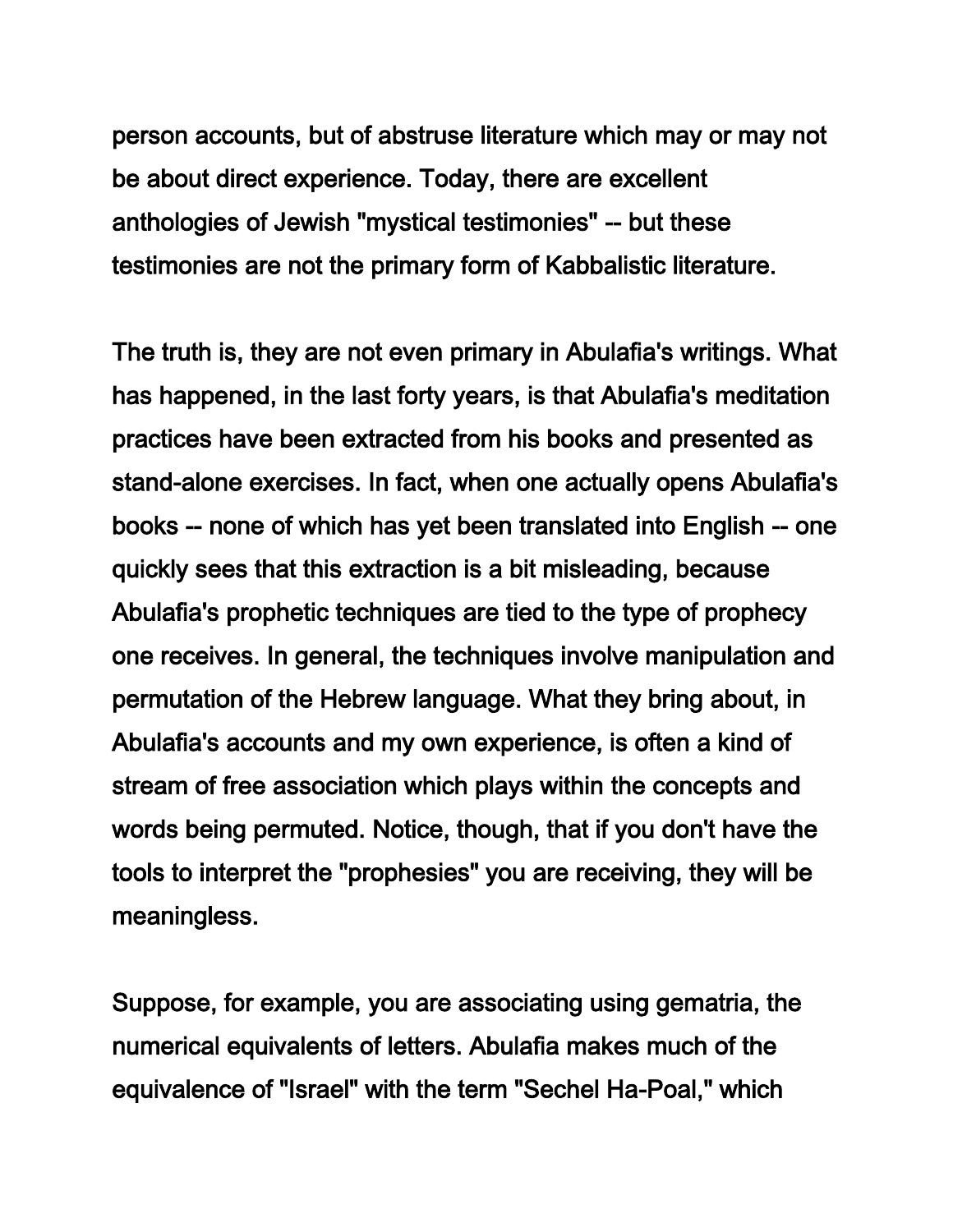person accounts, but of abstruse literature which may or may not be about direct experience. Today, there are excellent anthologies of Jewish "mystical testimonies" -- but these testimonies are not the primary form of Kabbalistic literature.

The truth is, they are not even primary in Abulafia's writings. What has happened, in the last forty years, is that Abulafia's meditation practices have been extracted from his books and presented as stand-alone exercises. In fact, when one actually opens Abulafia's books -- none of which has yet been translated into English -- one quickly sees that this extraction is a bit misleading, because Abulafia's prophetic techniques are tied to the type of prophecy one receives. In general, the techniques involve manipulation and permutation of the Hebrew language. What they bring about, in Abulafia's accounts and my own experience, is often a kind of stream of free association which plays within the concepts and words being permuted. Notice, though, that if you don't have the tools to interpret the "prophesies" you are receiving, they will be meaningless.

Suppose, for example, you are associating using gematria, the numerical equivalents of letters. Abulafia makes much of the equivalence of "Israel" with the term "Sechel Ha-Poal," which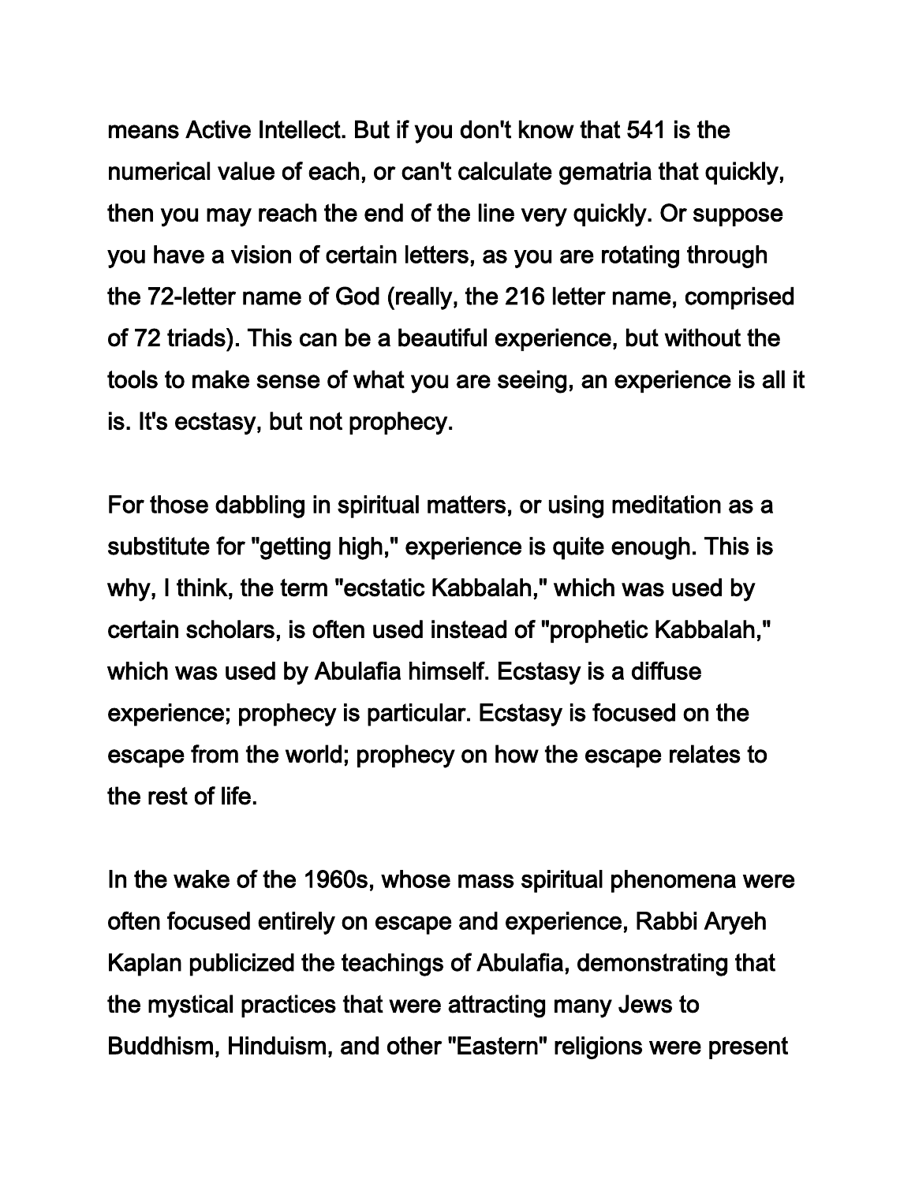means Active Intellect. But if you don't know that 541 is the numerical value of each, or can't calculate gematria that quickly, then you may reach the end of the line very quickly. Or suppose you have a vision of certain letters, as you are rotating through the 72-letter name of God (really, the 216 letter name, comprised of 72 triads). This can be a beautiful experience, but without the tools to make sense of what you are seeing, an experience is all it is. It's ecstasy, but not prophecy.

For those dabbling in spiritual matters, or using meditation as a substitute for "getting high," experience is quite enough. This is why, I think, the term "ecstatic Kabbalah," which was used by certain scholars, is often used instead of "prophetic Kabbalah," which was used by Abulafia himself. Ecstasy is a diffuse experience; prophecy is particular. Ecstasy is focused on the escape from the world; prophecy on how the escape relates to the rest of life.

In the wake of the 1960s, whose mass spiritual phenomena were often focused entirely on escape and experience, Rabbi Aryeh Kaplan publicized the teachings of Abulafia, demonstrating that the mystical practices that were attracting many Jews to Buddhism, Hinduism, and other "Eastern" religions were present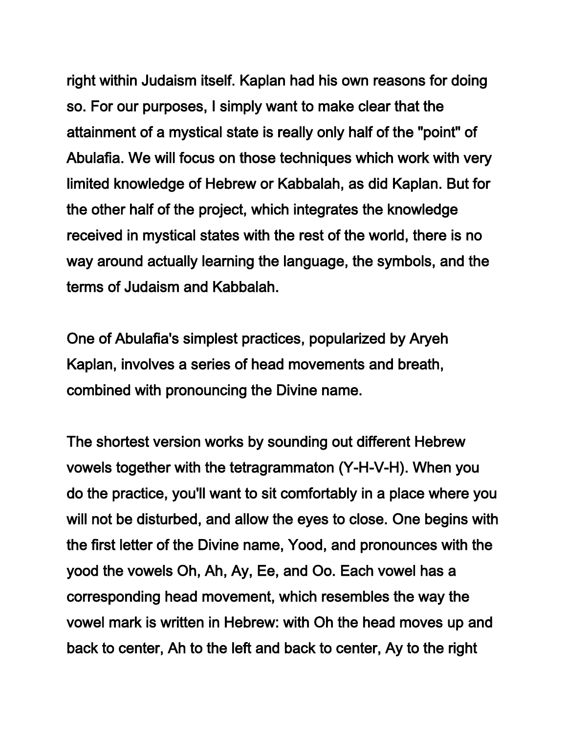right within Judaism itself. Kaplan had his own reasons for doing so. For our purposes, I simply want to make clear that the attainment of a mystical state is really only half of the "point" of Abulafia. We will focus on those techniques which work with very limited knowledge of Hebrew or Kabbalah, as did Kaplan. But for the other half of the project, which integrates the knowledge received in mystical states with the rest of the world, there is no way around actually learning the language, the symbols, and the terms of Judaism and Kabbalah.

One of Abulafia's simplest practices, popularized by Aryeh Kaplan, involves a series of head movements and breath, combined with pronouncing the Divine name.

The shortest version works by sounding out different Hebrew vowels together with the tetragrammaton (Y-H-V-H). When you do the practice, you'll want to sit comfortably in a place where you will not be disturbed, and allow the eyes to close. One begins with the first letter of the Divine name, Yood, and pronounces with the yood the vowels Oh, Ah, Ay, Ee, and Oo. Each vowel has a corresponding head movement, which resembles the way the vowel mark is written in Hebrew: with Oh the head moves up and back to center, Ah to the left and back to center, Ay to the right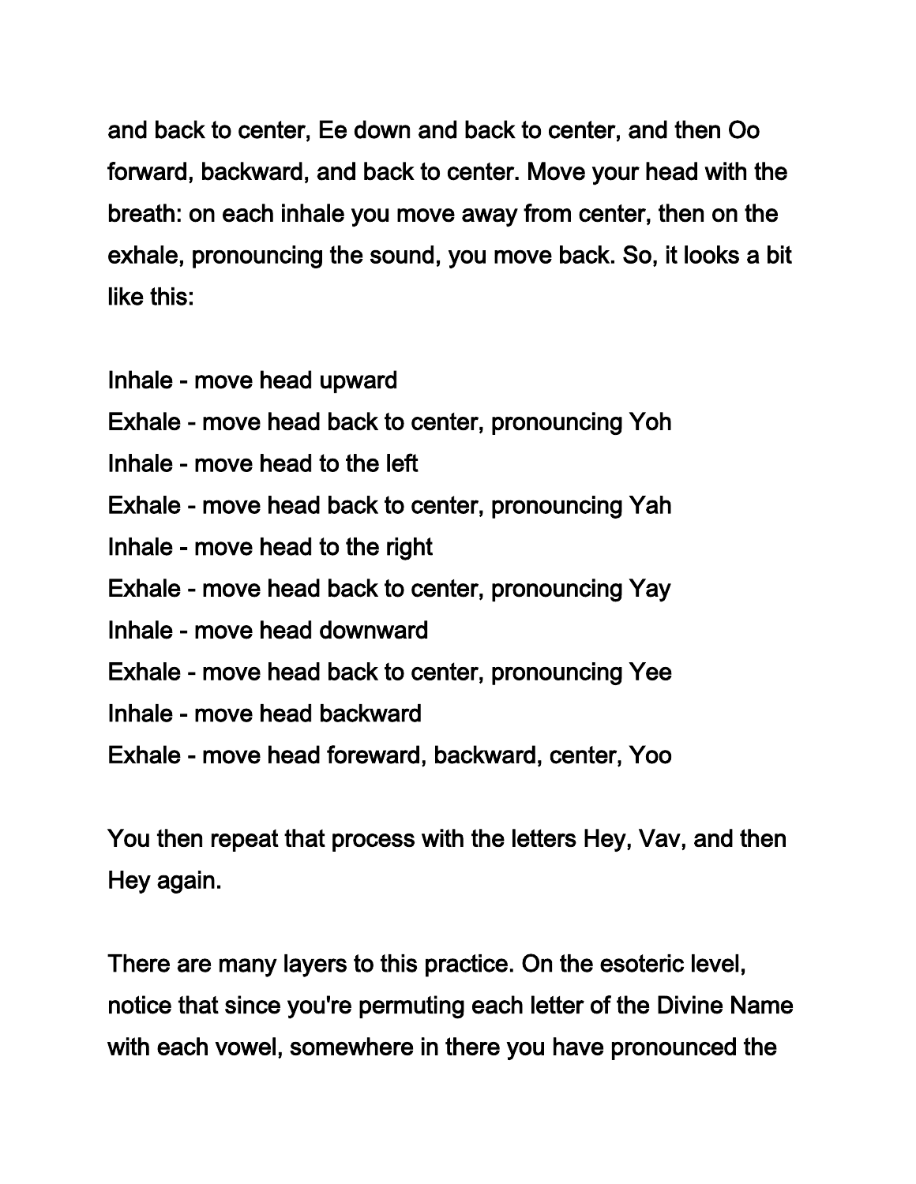and back to center, Ee down and back to center, and then Oo forward, backward, and back to center. Move your head with the breath: on each inhale you move away from center, then on the exhale, pronouncing the sound, you move back. So, it looks a bit like this:

Inhale - move head upward
Exhale - move head back to center, pronouncing Yoh
Inhale - move head to the left
Exhale - move head back to center, pronouncing Yah
Inhale - move head to the right
Exhale - move head back to center, pronouncing Yay
Inhale - move head downward
Exhale - move head back to center, pronouncing Yee
Inhale - move head backward
Exhale - move head foreward, backward, center, Yoo

You then repeat that process with the letters Hey, Vav, and then Hey again.

There are many layers to this practice. On the esoteric level, notice that since you're permuting each letter of the Divine Name with each vowel, somewhere in there you have pronounced the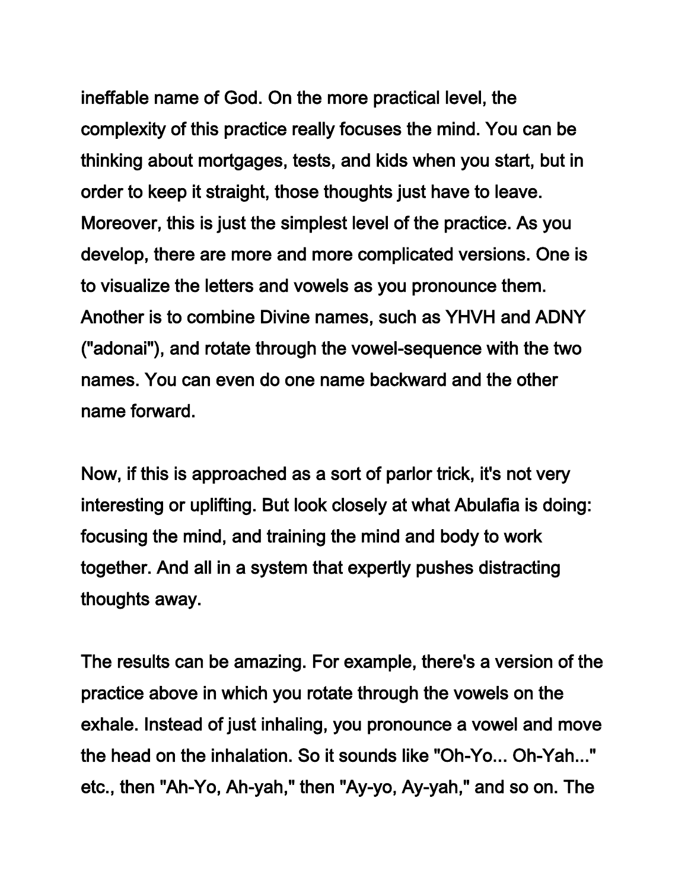ineffable name of God. On the more practical level, the complexity of this practice really focuses the mind. You can be thinking about mortgages, tests, and kids when you start, but in order to keep it straight, those thoughts just have to leave. Moreover, this is just the simplest level of the practice. As you develop, there are more and more complicated versions. One is to visualize the letters and vowels as you pronounce them. Another is to combine Divine names, such as YHVH and ADNY ("adonai"), and rotate through the vowel-sequence with the two names. You can even do one name backward and the other name forward.

Now, if this is approached as a sort of parlor trick, it's not very interesting or uplifting. But look closely at what Abulafia is doing: focusing the mind, and training the mind and body to work together. And all in a system that expertly pushes distracting thoughts away.

The results can be amazing. For example, there's a version of the practice above in which you rotate through the vowels on the exhale. Instead of just inhaling, you pronounce a vowel and move the head on the inhalation. So it sounds like "Oh-Yo... Oh-Yah..." etc., then "Ah-Yo, Ah-yah," then "Ay-yo, Ay-yah," and so on. The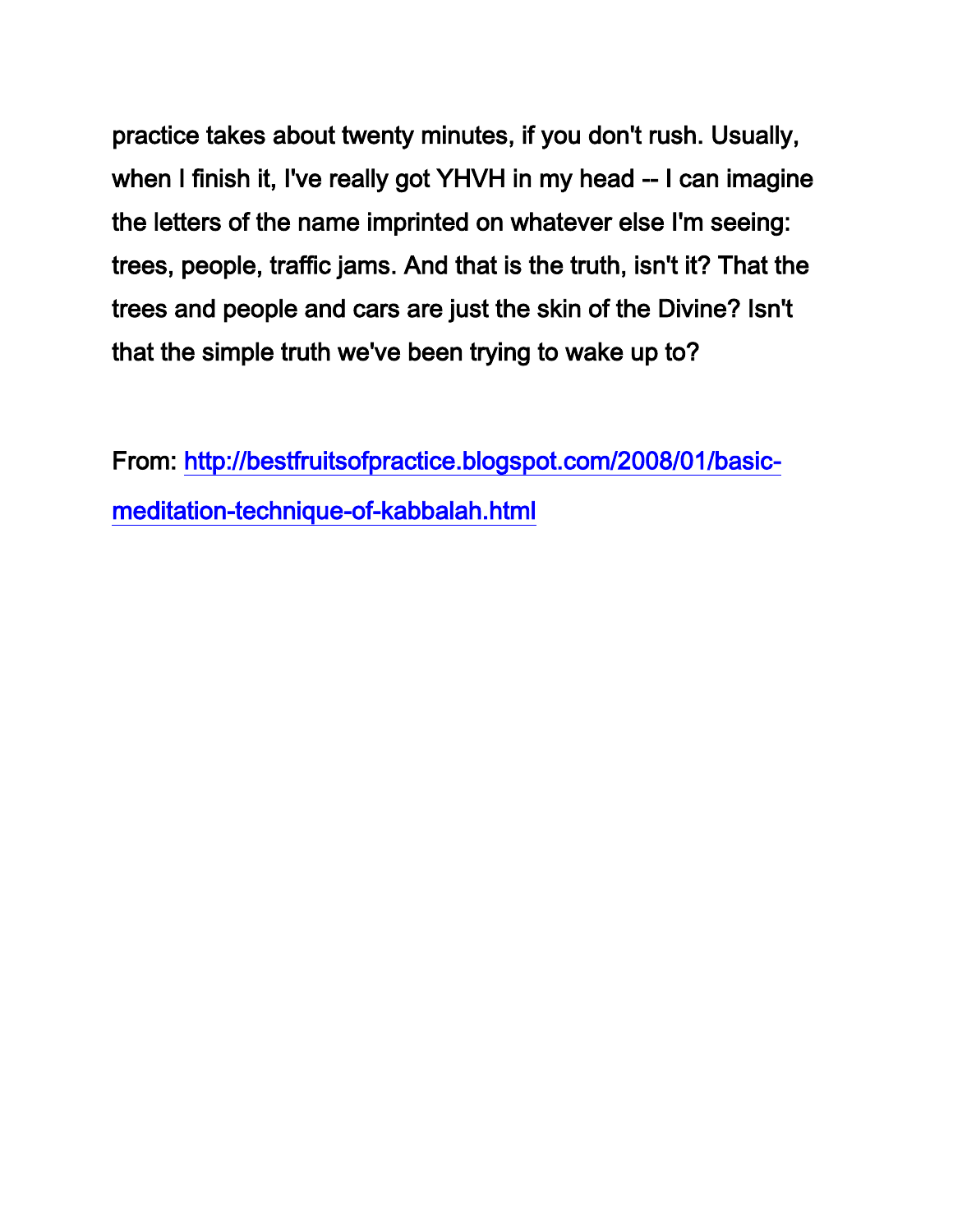practice takes about twenty minutes, if you don't rush. Usually, when I finish it, I've really got YHVH in my head -- I can imagine the letters of the name imprinted on whatever else I'm seeing: trees, people, traffic jams. And that is the truth, isn't it? That the trees and people and cars are just the skin of the Divine? Isn't that the simple truth we've been trying to wake up to?

From: [http://bestfruitsofpractice.blogspot.com/2008/01/basic-meditation-technique-of-kabbalah.html](http://bestfruitsofpractice.blogspot.com/2008/01/basic-meditation-technique-of-kabbalah.html)